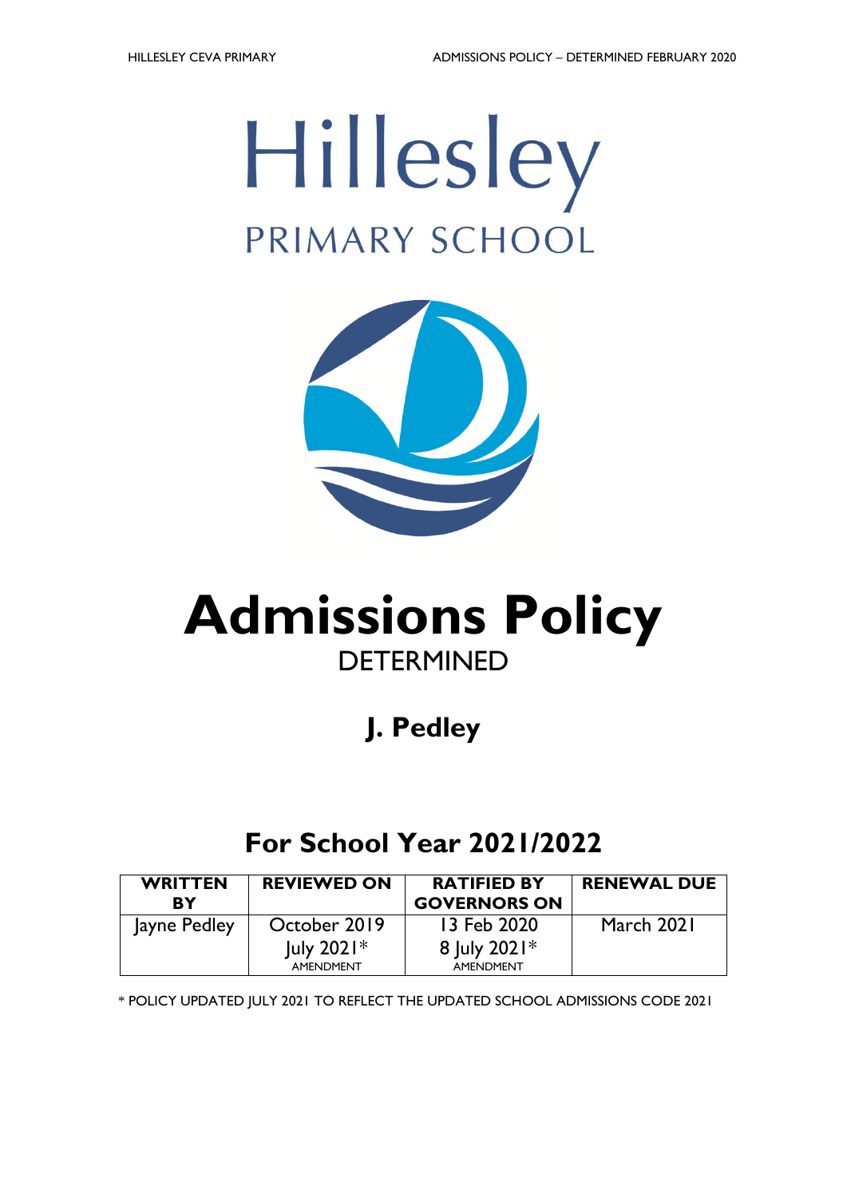# Hillesley

PRIMARY SCHOOL

# Admissions Policy

DETERMINED

## J. Pedley

## For School Year 2021/2022

| WRITTEN BY | REVIEWED ON | RATIFIED BY GOVERNORS ON | RENEWAL DUE |
|---|---|---|---|
| Jayne Pedley | October 2019<br>July 2021*<br>AMENDMENT | 13 Feb 2020<br>8 July 2021*<br>AMENDMENT | March 2021 |

* POLICY UPDATED JULY 2021 TO REFLECT THE UPDATED SCHOOL ADMISSIONS CODE 2021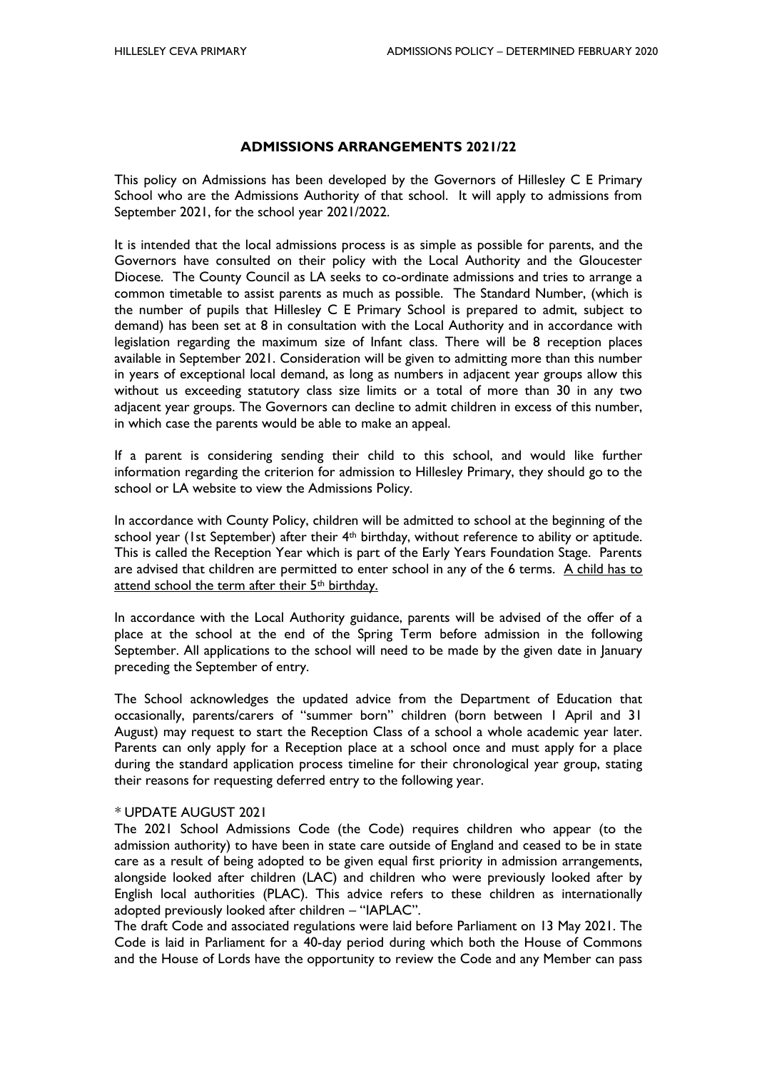## ADMISSIONS ARRANGEMENTS 2021/22

This policy on Admissions has been developed by the Governors of Hillesley C E Primary School who are the Admissions Authority of that school. It will apply to admissions from September 2021, for the school year 2021/2022.

It is intended that the local admissions process is as simple as possible for parents, and the Governors have consulted on their policy with the Local Authority and the Gloucester Diocese. The County Council as LA seeks to co-ordinate admissions and tries to arrange a common timetable to assist parents as much as possible. The Standard Number, (which is the number of pupils that Hillesley C E Primary School is prepared to admit, subject to demand) has been set at 8 in consultation with the Local Authority and in accordance with legislation regarding the maximum size of Infant class. There will be 8 reception places available in September 2021. Consideration will be given to admitting more than this number in years of exceptional local demand, as long as numbers in adjacent year groups allow this without us exceeding statutory class size limits or a total of more than 30 in any two adjacent year groups. The Governors can decline to admit children in excess of this number, in which case the parents would be able to make an appeal.

If a parent is considering sending their child to this school, and would like further information regarding the criterion for admission to Hillesley Primary, they should go to the school or LA website to view the Admissions Policy.

In accordance with County Policy, children will be admitted to school at the beginning of the school year (1st September) after their 4th birthday, without reference to ability or aptitude. This is called the Reception Year which is part of the Early Years Foundation Stage. Parents are advised that children are permitted to enter school in any of the 6 terms. <u>A child has to attend school the term after their 5th birthday.</u>

In accordance with the Local Authority guidance, parents will be advised of the offer of a place at the school at the end of the Spring Term before admission in the following September. All applications to the school will need to be made by the given date in January preceding the September of entry.

The School acknowledges the updated advice from the Department of Education that occasionally, parents/carers of "summer born" children (born between 1 April and 31 August) may request to start the Reception Class of a school a whole academic year later. Parents can only apply for a Reception place at a school once and must apply for a place during the standard application process timeline for their chronological year group, stating their reasons for requesting deferred entry to the following year.

\* UPDATE AUGUST 2021

The 2021 School Admissions Code (the Code) requires children who appear (to the admission authority) to have been in state care outside of England and ceased to be in state care as a result of being adopted to be given equal first priority in admission arrangements, alongside looked after children (LAC) and children who were previously looked after by English local authorities (PLAC). This advice refers to these children as internationally adopted previously looked after children – "IAPLAC".

The draft Code and associated regulations were laid before Parliament on 13 May 2021. The Code is laid in Parliament for a 40-day period during which both the House of Commons and the House of Lords have the opportunity to review the Code and any Member can pass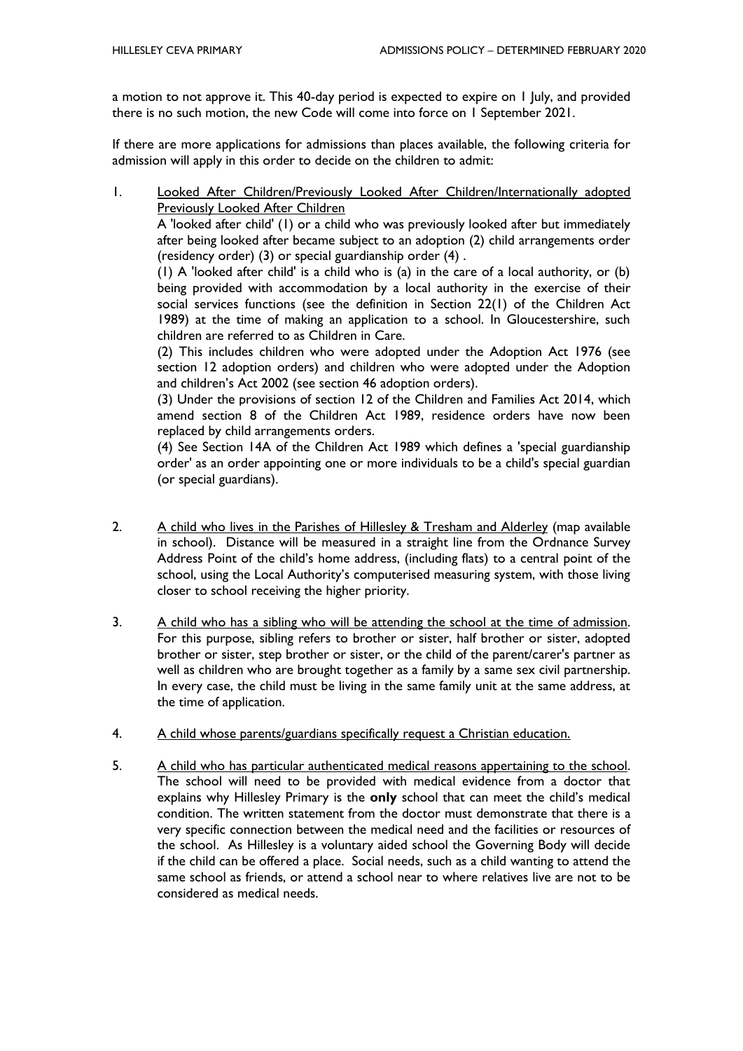a motion to not approve it. This 40-day period is expected to expire on 1 July, and provided there is no such motion, the new Code will come into force on 1 September 2021.

If there are more applications for admissions than places available, the following criteria for admission will apply in this order to decide on the children to admit:

1. <u>Looked After Children/Previously Looked After Children/Internationally adopted Previously Looked After Children</u>

   A 'looked after child' (1) or a child who was previously looked after but immediately after being looked after became subject to an adoption (2) child arrangements order (residency order) (3) or special guardianship order (4) .

   (1) A 'looked after child' is a child who is (a) in the care of a local authority, or (b) being provided with accommodation by a local authority in the exercise of their social services functions (see the definition in Section 22(1) of the Children Act 1989) at the time of making an application to a school. In Gloucestershire, such children are referred to as Children in Care.

   (2) This includes children who were adopted under the Adoption Act 1976 (see section 12 adoption orders) and children who were adopted under the Adoption and children's Act 2002 (see section 46 adoption orders).

   (3) Under the provisions of section 12 of the Children and Families Act 2014, which amend section 8 of the Children Act 1989, residence orders have now been replaced by child arrangements orders.

   (4) See Section 14A of the Children Act 1989 which defines a 'special guardianship order' as an order appointing one or more individuals to be a child's special guardian (or special guardians).

2. <u>A child who lives in the Parishes of Hillesley & Tresham and Alderley</u> (map available in school). Distance will be measured in a straight line from the Ordnance Survey Address Point of the child's home address, (including flats) to a central point of the school, using the Local Authority's computerised measuring system, with those living closer to school receiving the higher priority.

3. <u>A child who has a sibling who will be attending the school at the time of admission</u>. For this purpose, sibling refers to brother or sister, half brother or sister, adopted brother or sister, step brother or sister, or the child of the parent/carer's partner as well as children who are brought together as a family by a same sex civil partnership. In every case, the child must be living in the same family unit at the same address, at the time of application.

4. <u>A child whose parents/guardians specifically request a Christian education.</u>

5. <u>A child who has particular authenticated medical reasons appertaining to the school</u>. The school will need to be provided with medical evidence from a doctor that explains why Hillesley Primary is the **only** school that can meet the child's medical condition. The written statement from the doctor must demonstrate that there is a very specific connection between the medical need and the facilities or resources of the school. As Hillesley is a voluntary aided school the Governing Body will decide if the child can be offered a place. Social needs, such as a child wanting to attend the same school as friends, or attend a school near to where relatives live are not to be considered as medical needs.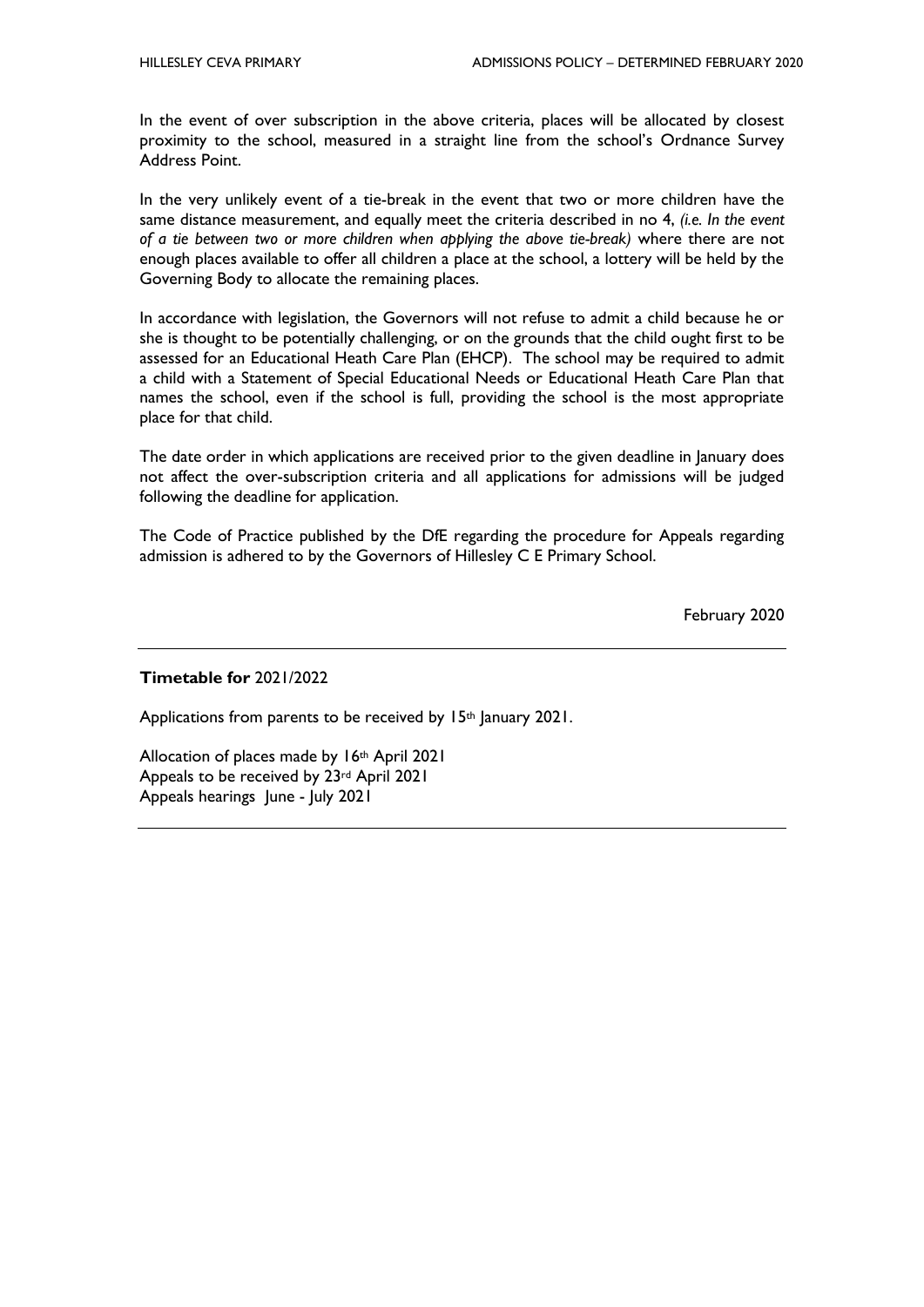In the event of over subscription in the above criteria, places will be allocated by closest proximity to the school, measured in a straight line from the school's Ordnance Survey Address Point.

In the very unlikely event of a tie-break in the event that two or more children have the same distance measurement, and equally meet the criteria described in no 4, *(i.e. In the event of a tie between two or more children when applying the above tie-break)* where there are not enough places available to offer all children a place at the school, a lottery will be held by the Governing Body to allocate the remaining places.

In accordance with legislation, the Governors will not refuse to admit a child because he or she is thought to be potentially challenging, or on the grounds that the child ought first to be assessed for an Educational Heath Care Plan (EHCP). The school may be required to admit a child with a Statement of Special Educational Needs or Educational Heath Care Plan that names the school, even if the school is full, providing the school is the most appropriate place for that child.

The date order in which applications are received prior to the given deadline in January does not affect the over-subscription criteria and all applications for admissions will be judged following the deadline for application.

The Code of Practice published by the DfE regarding the procedure for Appeals regarding admission is adhered to by the Governors of Hillesley C E Primary School.

February 2020

---

**Timetable for** 2021/2022

Applications from parents to be received by 15th January 2021.

Allocation of places made by 16th April 2021
Appeals to be received by 23rd April 2021
Appeals hearings June - July 2021

---